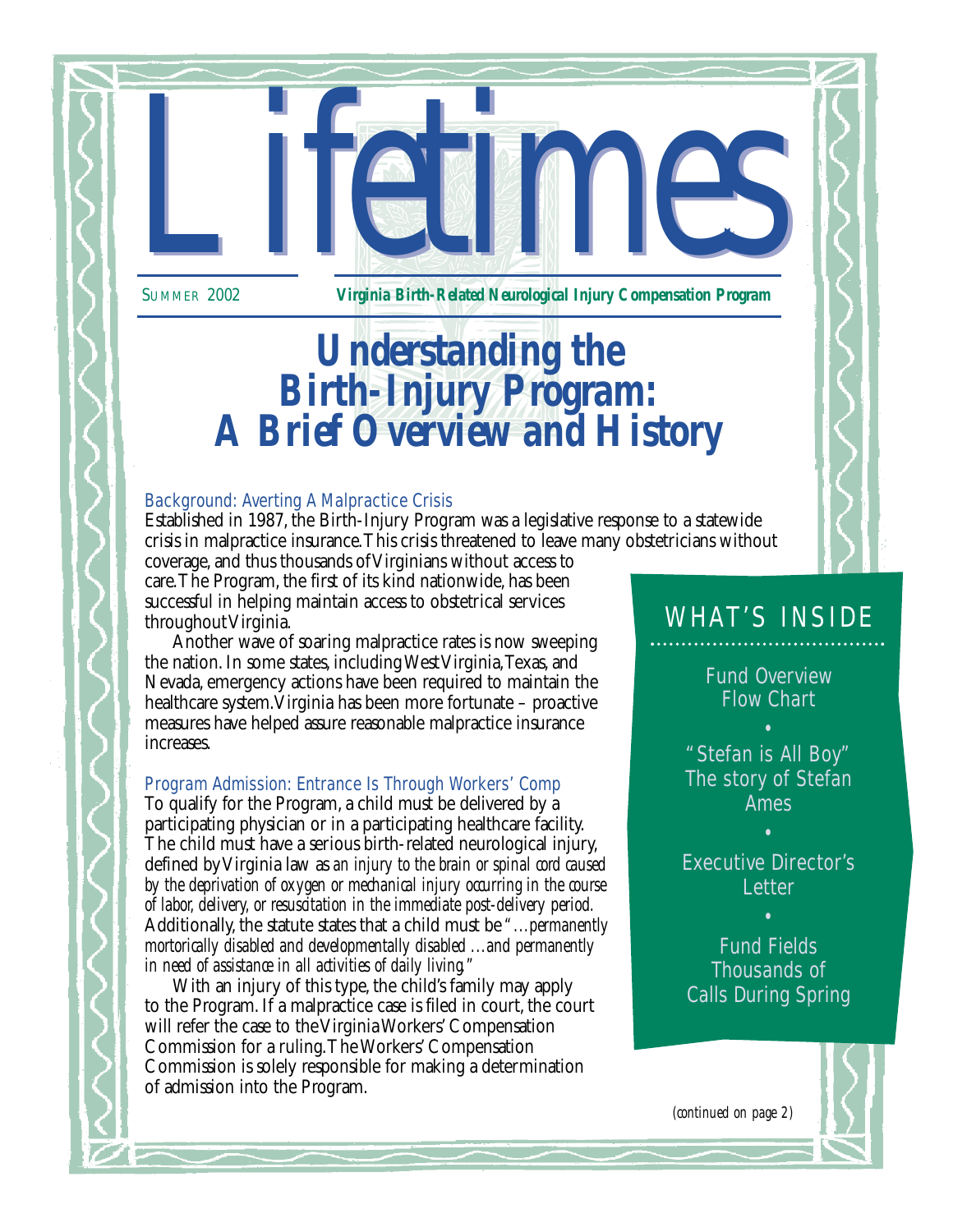# Lifetimes

SUMMER 2002 **Virginia Birth-Related Neurological Injury Compensation Program**

# Understanding the Birth-Injury Program: A Brief Overview and History

## Background: Averting A Malpractice Crisis

Established in 1987, the Birth-Injury Program was a legislative response to a statewide crisis in malpractice insurance. This crisis threatened to leave many obstetricians without coverage, and thus thousands of Virginians without access to care. The Program, the first of its kind nationwide, has been successful in helping maintain access to obstetrical services throughout Virginia.

Another wave of soaring malpractice rates is now sweeping the nation. In some states, including West Virginia, Texas, and Nevada, emergency actions have been required to maintain the healthcare system. Virginia has been more fortunate – proactive measures have helped assure reasonable malpractice insurance increases.

## Program Admission: Entrance Is Through Workers' Comp

To qualify for the Program, a child must be delivered by a participating physician or in a participating healthcare facility. The child must have a serious birth-related neurological injury, defined by Virginia law as *an injury to the brain or spinal cord caused by the deprivation of oxygen or mechanical injury occurring in the course of labor, delivery, or resuscitation in the immediate post-delivery period.* Additionally, the statute states that a child must be *"…permanently mortorically disabled and developmentally disabled …and permanently in need of assistance in all activities of daily living."*

With an injury of this type, the child's family may apply to the Program. If a malpractice case is filed in court, the court will refer the case to the Virginia Workers' Compensation Commission for a ruling. The Workers' Compensation Commission is solely responsible for making a determination of admission into the Program.

*(continued on page 2)*

## WHAT'S INSIDE

Fund Overview Flow Chart

•

"Stefan is All Boy" The story of Stefan Ames

•

Executive Director's Letter

•

Fund Fields Thousands of Calls During Spring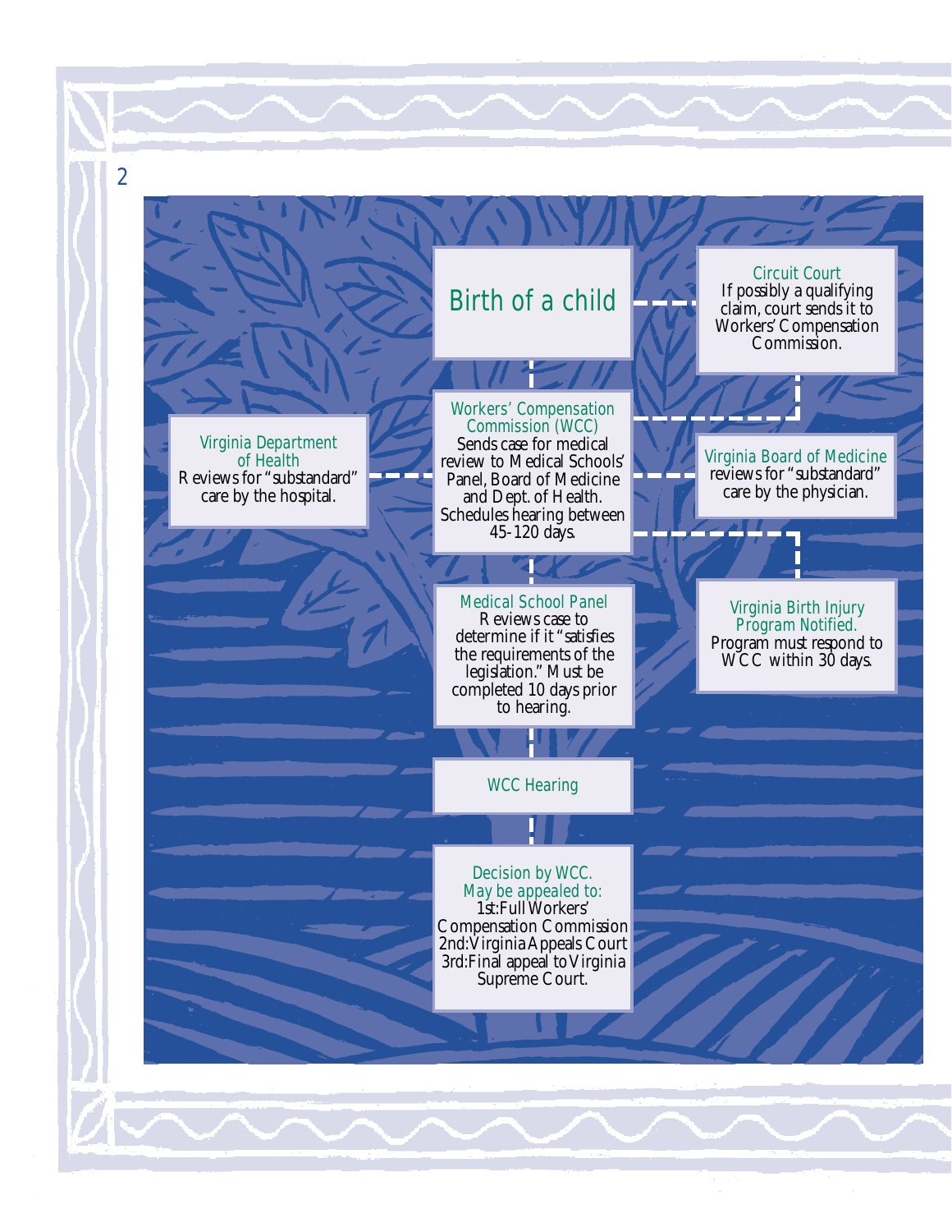**Birth of a child**

**Circuit Court**
If possibly a qualifying claim, court sends it to Workers' Compensation Commission.

**Workers' Compensation Commission (WCC)**
Sends case for medical review to Medical Schools' Panel, Board of Medicine and Dept. of Health. Schedules hearing between 45-120 days.

**Virginia Department of Health**
Reviews for "substandard" care by the hospital.

**Virginia Board of Medicine**
reviews for "substandard" care by the physician.

**Virginia Birth Injury Program Notified.**
Program must respond to WCC within 30 days.

**Medical School Panel**
Reviews case to determine if it "satisfies the requirements of the legislation." Must be completed 10 days prior to hearing.

**WCC Hearing**

**Decision by WCC. May be appealed to:**
1st: Full Workers' Compensation Commission
2nd: Virginia Appeals Court
3rd: Final appeal to Virginia Supreme Court.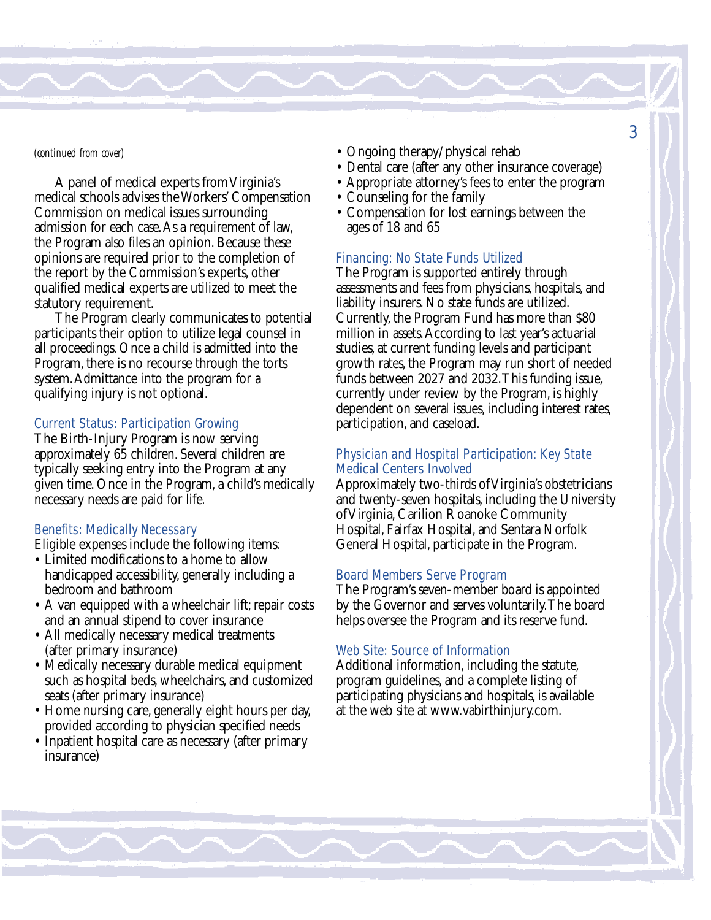*(continued from cover)*

A panel of medical experts from Virginia's medical schools advises the Workers' Compensation Commission on medical issues surrounding admission for each case. As a requirement of law, the Program also files an opinion. Because these opinions are required prior to the completion of the report by the Commission's experts, other qualified medical experts are utilized to meet the statutory requirement.

The Program clearly communicates to potential participants their option to utilize legal counsel in all proceedings. Once a child is admitted into the Program, there is no recourse through the torts system. Admittance into the program for a qualifying injury is not optional.

### Current Status: Participation Growing

The Birth-Injury Program is now serving approximately 65 children. Several children are typically seeking entry into the Program at any given time. Once in the Program, a child's medically necessary needs are paid for life.

### Benefits: Medically Necessary

Eligible expenses include the following items:

- Limited modifications to a home to allow handicapped accessibility, generally including a bedroom and bathroom
- A van equipped with a wheelchair lift; repair costs and an annual stipend to cover insurance
- All medically necessary medical treatments (after primary insurance)
- Medically necessary durable medical equipment such as hospital beds, wheelchairs, and customized seats (after primary insurance)
- Home nursing care, generally eight hours per day, provided according to physician specified needs
- Inpatient hospital care as necessary (after primary insurance)
- Ongoing therapy/physical rehab
- Dental care (after any other insurance coverage)
- Appropriate attorney's fees to enter the program
- Counseling for the family
- Compensation for lost earnings between the ages of 18 and 65

### Financing: No State Funds Utilized

The Program is supported entirely through assessments and fees from physicians, hospitals, and liability insurers. No state funds are utilized. Currently, the Program Fund has more than $80 million in assets. According to last year's actuarial studies, at current funding levels and participant growth rates, the Program may run short of needed funds between 2027 and 2032. This funding issue, currently under review by the Program, is highly dependent on several issues, including interest rates, participation, and caseload.

### Physician and Hospital Participation: Key State Medical Centers Involved

Approximately two-thirds of Virginia's obstetricians and twenty-seven hospitals, including the University of Virginia, Carilion Roanoke Community Hospital, Fairfax Hospital, and Sentara Norfolk General Hospital, participate in the Program.

### Board Members Serve Program

The Program's seven-member board is appointed by the Governor and serves voluntarily. The board helps oversee the Program and its reserve fund.

### Web Site: Source of Information

Additional information, including the statute, program guidelines, and a complete listing of participating physicians and hospitals, is available at the web site at www.vabirthinjury.com.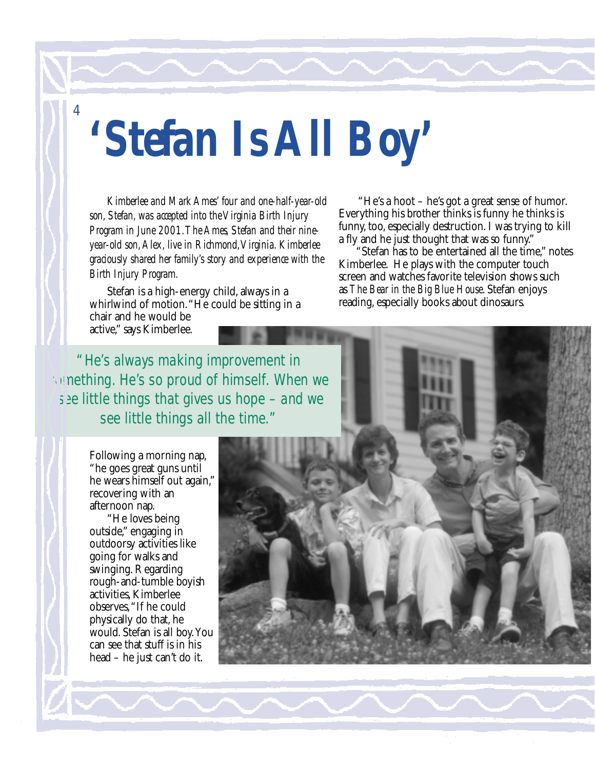# 'Stefan Is All Boy'

*Kimberlee and Mark Ames' four and one-half-year-old son, Stefan, was accepted into the Virginia Birth Injury Program in June 2001. The Ames, Stefan and their nine-year-old son, Alex, live in Richmond, Virginia. Kimberlee graciously shared her family's story and experience with the Birth Injury Program.*

Stefan is a high-energy child, always in a whirlwind of motion. "He could be sitting in a chair and he would be active," says Kimberlee.

> "He's always making improvement in something. He's so proud of himself. When we see little things that gives us hope – and we see little things all the time."

Following a morning nap, "he goes great guns until he wears himself out again," recovering with an afternoon nap.

"He loves being outside," engaging in outdoorsy activities like going for walks and swinging. Regarding rough-and-tumble boyish activities, Kimberlee observes, "If he could physically do that, he would. Stefan is all boy. You can see that stuff is in his head – he just can't do it.

"He's a hoot – he's got a great sense of humor. Everything his brother thinks is funny he thinks is funny, too, especially destruction. I was trying to kill a fly and he just thought that was so funny."

"Stefan has to be entertained all the time," notes Kimberlee. He plays with the computer touch screen and watches favorite television shows such as *The Bear in the Big Blue House*. Stefan enjoys reading, especially books about dinosaurs.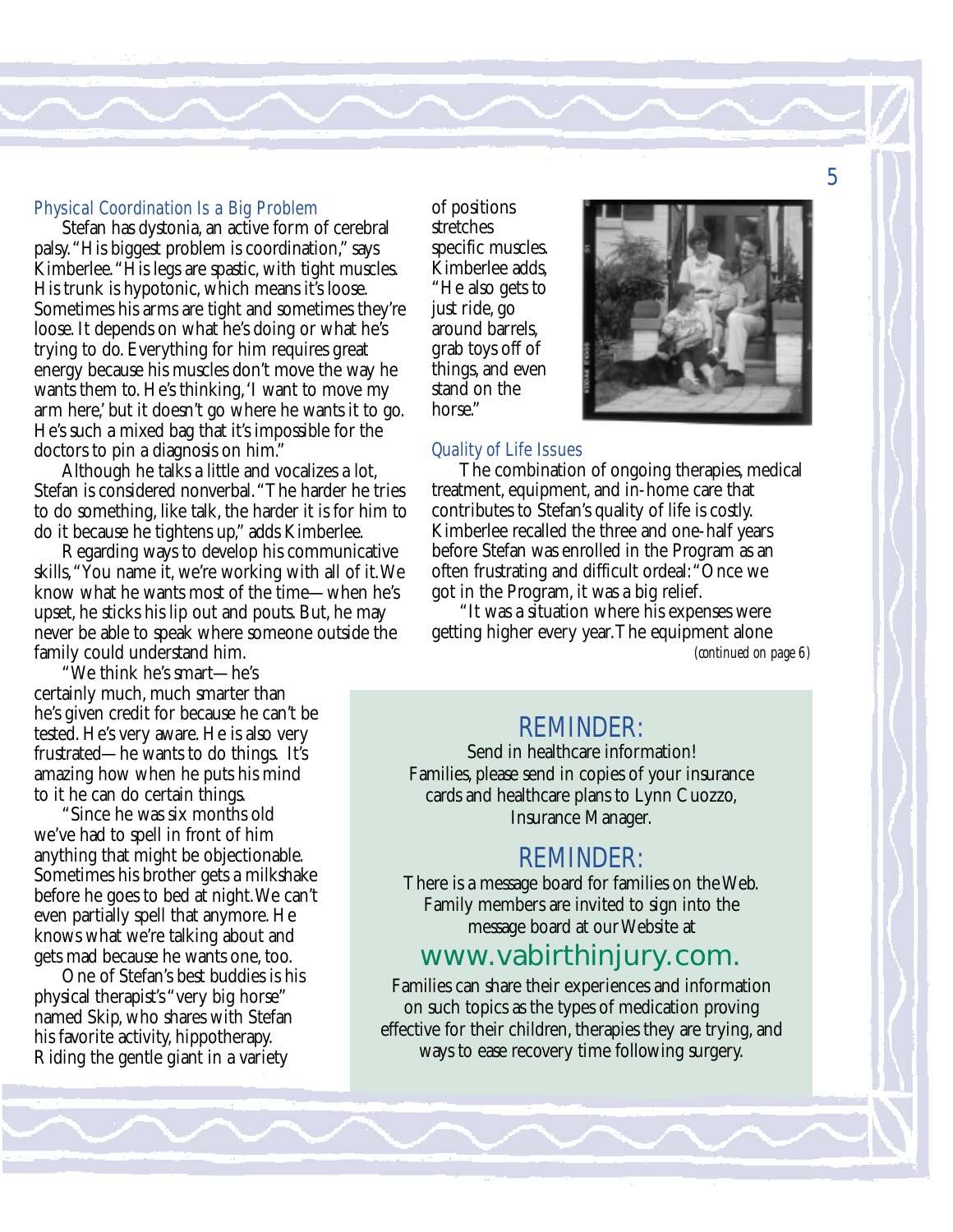### Physical Coordination Is a Big Problem

Stefan has dystonia, an active form of cerebral palsy. "His biggest problem is coordination," says Kimberlee. "His legs are spastic, with tight muscles. His trunk is hypotonic, which means it's loose. Sometimes his arms are tight and sometimes they're loose. It depends on what he's doing or what he's trying to do. Everything for him requires great energy because his muscles don't move the way he wants them to. He's thinking, 'I want to move my arm here,' but it doesn't go where he wants it to go. He's such a mixed bag that it's impossible for the doctors to pin a diagnosis on him."

Although he talks a little and vocalizes a lot, Stefan is considered nonverbal. "The harder he tries to do something, like talk, the harder it is for him to do it because he tightens up," adds Kimberlee.

Regarding ways to develop his communicative skills, "You name it, we're working with all of it. We know what he wants most of the time—when he's upset, he sticks his lip out and pouts. But, he may never be able to speak where someone outside the family could understand him.

"We think he's smart—he's certainly much, much smarter than he's given credit for because he can't be tested. He's very aware. He is also very frustrated—he wants to do things. It's amazing how when he puts his mind to it he can do certain things.

"Since he was six months old we've had to spell in front of him anything that might be objectionable. Sometimes his brother gets a milkshake before he goes to bed at night. We can't even partially spell that anymore. He knows what we're talking about and gets mad because he wants one, too.

One of Stefan's best buddies is his physical therapist's "very big horse" named Skip, who shares with Stefan his favorite activity, hippotherapy. Riding the gentle giant in a variety of positions stretches specific muscles. Kimberlee adds, "He also gets to just ride, go around barrels, grab toys off of things, and even stand on the horse."

### Quality of Life Issues

The combination of ongoing therapies, medical treatment, equipment, and in-home care that contributes to Stefan's quality of life is costly. Kimberlee recalled the three and one-half years before Stefan was enrolled in the Program as an often frustrating and difficult ordeal: "Once we got in the Program, it was a big relief.

"It was a situation where his expenses were getting higher every year. The equipment alone

*(continued on page 6)*

## REMINDER:

Send in healthcare information!
Families, please send in copies of your insurance cards and healthcare plans to Lynn Cuozzo, Insurance Manager.

## REMINDER:

There is a message board for families on the Web. Family members are invited to sign into the message board at our Website at

www.vabirthinjury.com.

Families can share their experiences and information on such topics as the types of medication proving effective for their children, therapies they are trying, and ways to ease recovery time following surgery.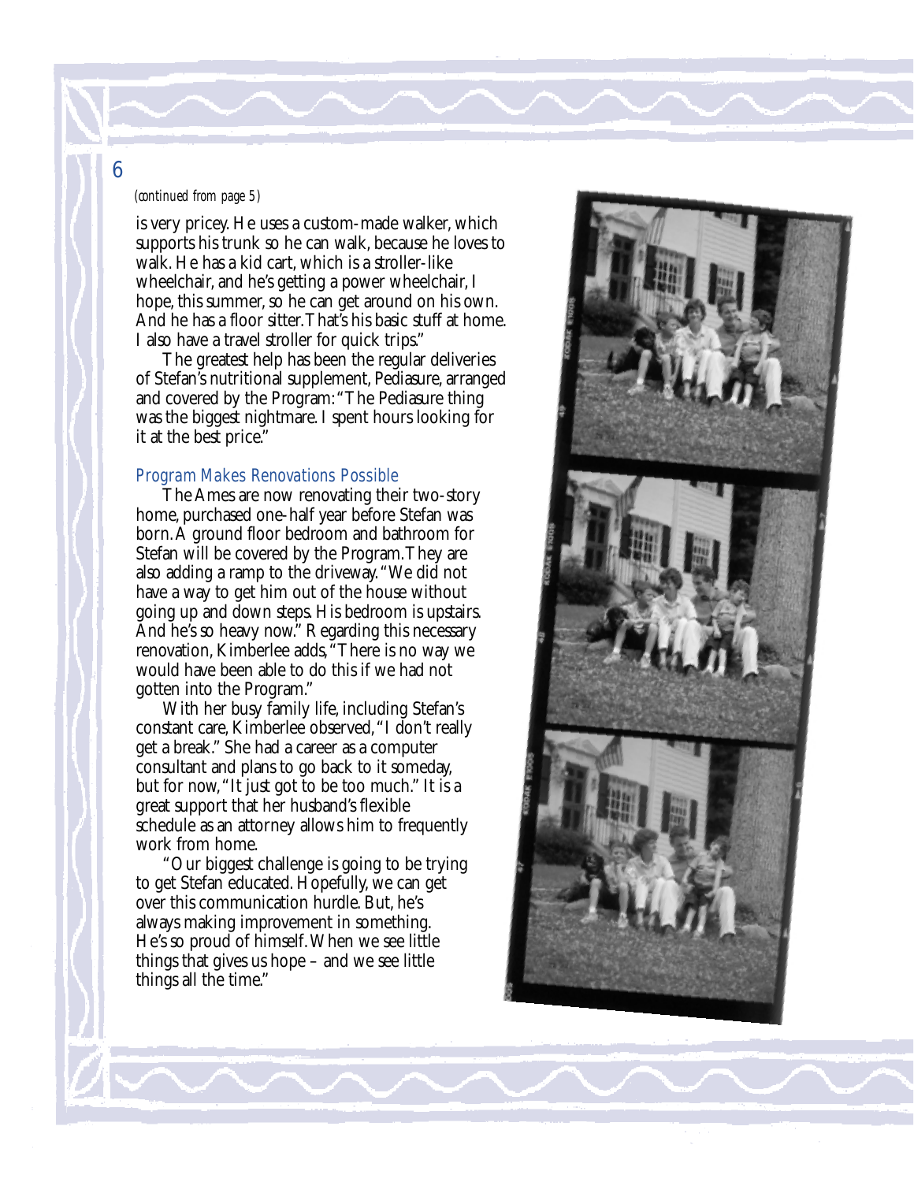*(continued from page 5)*

is very pricey. He uses a custom-made walker, which supports his trunk so he can walk, because he loves to walk. He has a kid cart, which is a stroller-like wheelchair, and he's getting a power wheelchair, I hope, this summer, so he can get around on his own. And he has a floor sitter. That's his basic stuff at home. I also have a travel stroller for quick trips."

The greatest help has been the regular deliveries of Stefan's nutritional supplement, Pediasure, arranged and covered by the Program: "The Pediasure thing was the biggest nightmare. I spent hours looking for it at the best price."

## Program Makes Renovations Possible

The Ames are now renovating their two-story home, purchased one-half year before Stefan was born. A ground floor bedroom and bathroom for Stefan will be covered by the Program. They are also adding a ramp to the driveway. "We did not have a way to get him out of the house without going up and down steps. His bedroom is upstairs. And he's so heavy now." Regarding this necessary renovation, Kimberlee adds, "There is no way we would have been able to do this if we had not gotten into the Program."

With her busy family life, including Stefan's constant care, Kimberlee observed, "I don't really get a break." She had a career as a computer consultant and plans to go back to it someday, but for now, "It just got to be too much." It is a great support that her husband's flexible schedule as an attorney allows him to frequently work from home.

"Our biggest challenge is going to be trying to get Stefan educated. Hopefully, we can get over this communication hurdle. But, he's always making improvement in something. He's so proud of himself. When we see little things that gives us hope – and we see little things all the time."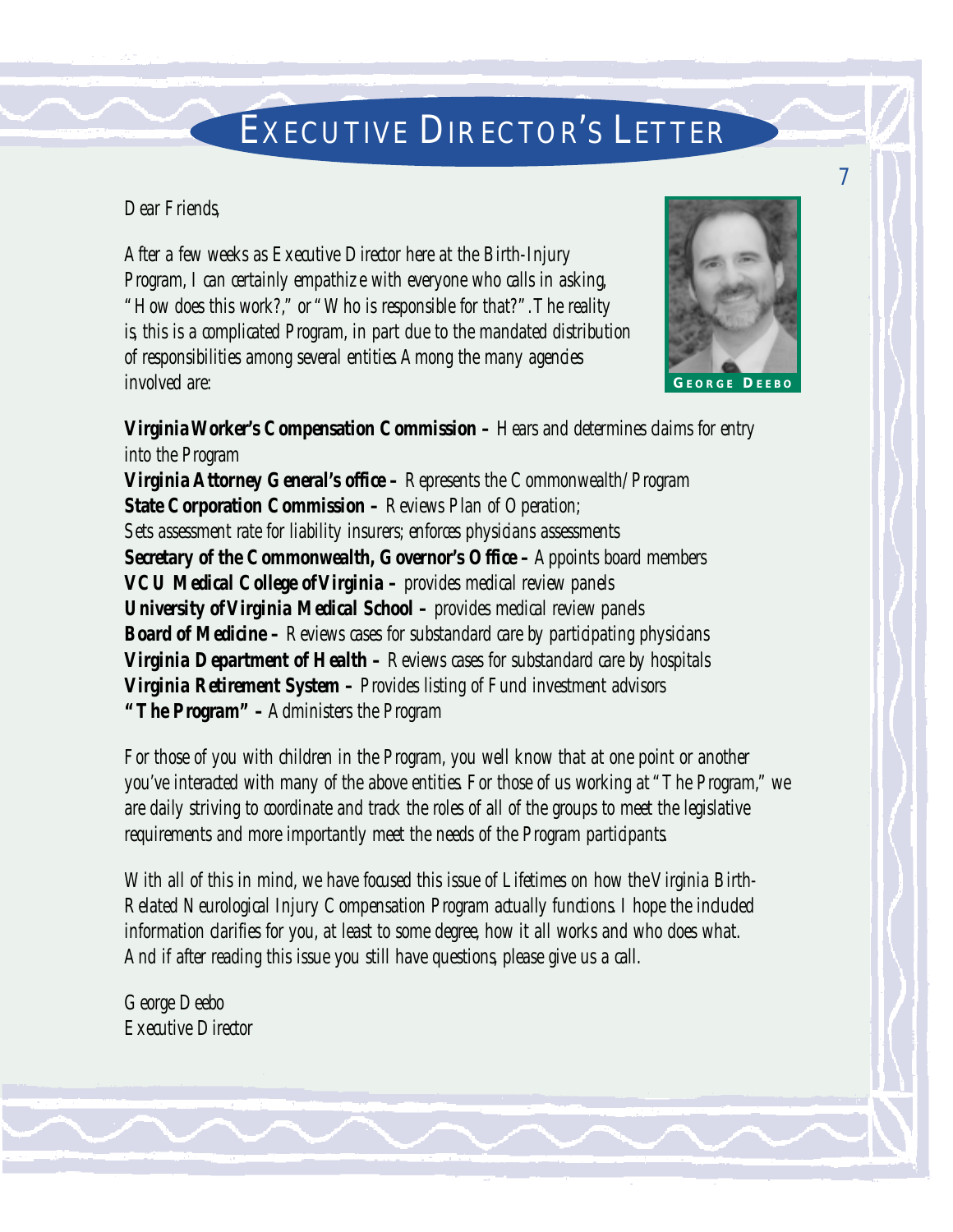# EXECUTIVE DIRECTOR'S LETTER

*Dear Friends,*

*After a few weeks as Executive Director here at the Birth-Injury Program, I can certainly empathize with everyone who calls in asking, "How does this work?," or "Who is responsible for that?". The reality is, this is a complicated Program, in part due to the mandated distribution of responsibilities among several entities. Among the many agencies involved are:*

GEORGE DEEBO

**Virginia Worker's Compensation Commission –** *Hears and determines claims for entry into the Program*
**Virginia Attorney General's office –** *Represents the Commonwealth/Program*
**State Corporation Commission –** *Reviews Plan of Operation; Sets assessment rate for liability insurers; enforces physicians assessments*
**Secretary of the Commonwealth, Governor's Office –** *Appoints board members*
**VCU Medical College of Virginia –** *provides medical review panels*
**University of Virginia Medical School –** *provides medical review panels*
**Board of Medicine –** *Reviews cases for substandard care by participating physicians*
**Virginia Department of Health –** *Reviews cases for substandard care by hospitals*
**Virginia Retirement System –** *Provides listing of Fund investment advisors*
**"The Program" –** *Administers the Program*

*For those of you with children in the Program, you well know that at one point or another you've interacted with many of the above entities. For those of us working at "The Program," we are daily striving to coordinate and track the roles of all of the groups to meet the legislative requirements and more importantly meet the needs of the Program participants.*

*With all of this in mind, we have focused this issue of Lifetimes on how the Virginia Birth-Related Neurological Injury Compensation Program actually functions. I hope the included information clarifies for you, at least to some degree, how it all works and who does what. And if after reading this issue you still have questions, please give us a call.*

*George Deebo*
*Executive Director*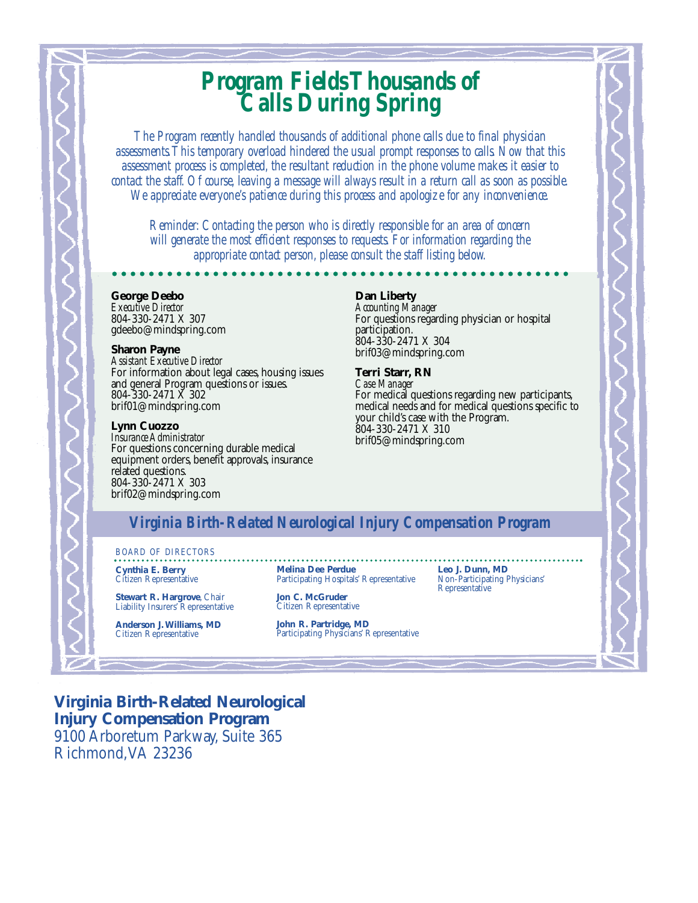# Program Fields Thousands of Calls During Spring

*The Program recently handled thousands of additional phone calls due to final physician assessments. This temporary overload hindered the usual prompt responses to calls. Now that this assessment process is completed, the resultant reduction in the phone volume makes it easier to contact the staff. Of course, leaving a message will always result in a return call as soon as possible. We appreciate everyone's patience during this process and apologize for any inconvenience.*

*Reminder: Contacting the person who is directly responsible for an area of concern will generate the most efficient responses to requests. For information regarding the appropriate contact person, please consult the staff listing below.*

**George Deebo**
*Executive Director*
804-330-2471 X 307
gdeebo@mindspring.com

**Sharon Payne**
*Assistant Executive Director*
For information about legal cases, housing issues and general Program questions or issues.
804-330-2471 X 302
brif01@mindspring.com

**Lynn Cuozzo**
*Insurance Administrator*
For questions concerning durable medical equipment orders, benefit approvals, insurance related questions.
804-330-2471 X 303
brif02@mindspring.com

**Dan Liberty**
*Accounting Manager*
For questions regarding physician or hospital participation.
804-330-2471 X 304
brif03@mindspring.com

**Terri Starr, RN**
*Case Manager*
For medical questions regarding new participants, medical needs and for medical questions specific to your child's case with the Program.
804-330-2471 X 310
brif05@mindspring.com

## *Virginia Birth-Related Neurological Injury Compensation Program*

BOARD OF DIRECTORS

**Cynthia E. Berry**
Citizen Representative

**Stewart R. Hargrove**, Chair
Liability Insurers' Representative

**Anderson J. Williams, MD**
Citizen Representative

**Melina Dee Perdue**
Participating Hospitals' Representative

**Jon C. McGruder**
Citizen Representative

**John R. Partridge, MD**
Participating Physicians' Representative

**Leo J. Dunn, MD**
Non-Participating Physicians' Representative

**Virginia Birth-Related Neurological Injury Compensation Program**
9100 Arboretum Parkway, Suite 365
Richmond, VA 23236